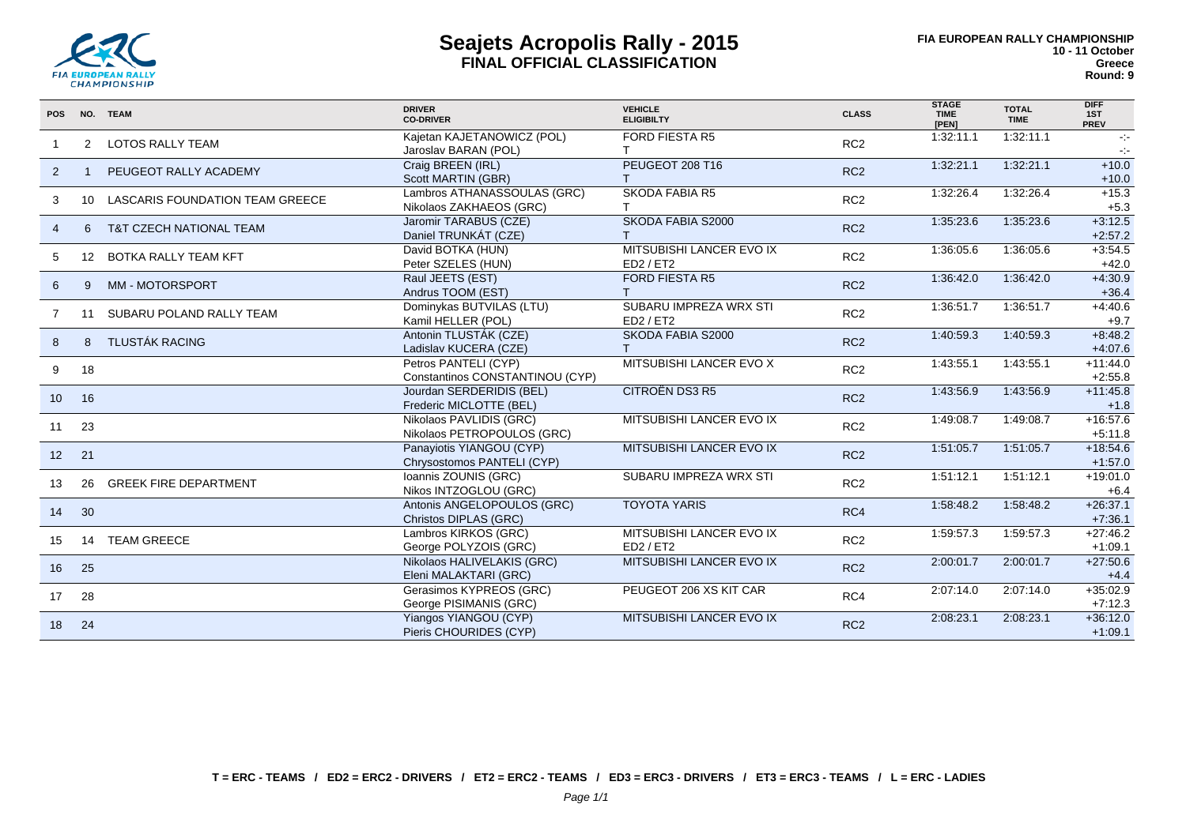# Seajets Acropolis Rally - 2015
## FINAL OFFICIAL CLASSIFICATION

**FIA EUROPEAN RALLY CHAMPIONSHIP**
**10 - 11 October**
**Greece**
**Round: 9**

| POS | NO. | TEAM | DRIVER / CO-DRIVER | VEHICLE / ELIGIBILTY | CLASS | STAGE TIME [PEN] | TOTAL TIME | DIFF 1ST / PREV |
|---|---|---|---|---|---|---|---|---|
| 1 | 2 | LOTOS RALLY TEAM | Kajetan KAJETANOWICZ (POL) / Jaroslav BARAN (POL) | FORD FIESTA R5 / T | RC2 | 1:32:11.1 | 1:32:11.1 | -:- / -:- |
| 2 | 1 | PEUGEOT RALLY ACADEMY | Craig BREEN (IRL) / Scott MARTIN (GBR) | PEUGEOT 208 T16 / T | RC2 | 1:32:21.1 | 1:32:21.1 | +10.0 / +10.0 |
| 3 | 10 | LASCARIS FOUNDATION TEAM GREECE | Lambros ATHANASSOULAS (GRC) / Nikolaos ZAKHAEOS (GRC) | SKODA FABIA R5 / T | RC2 | 1:32:26.4 | 1:32:26.4 | +15.3 / +5.3 |
| 4 | 6 | T&T CZECH NATIONAL TEAM | Jaromir TARABUS (CZE) / Daniel TRUNKÁT (CZE) | SKODA FABIA S2000 / T | RC2 | 1:35:23.6 | 1:35:23.6 | +3:12.5 / +2:57.2 |
| 5 | 12 | BOTKA RALLY TEAM KFT | David BOTKA (HUN) / Peter SZELES (HUN) | MITSUBISHI LANCER EVO IX / ED2 / ET2 | RC2 | 1:36:05.6 | 1:36:05.6 | +3:54.5 / +42.0 |
| 6 | 9 | MM - MOTORSPORT | Raul JEETS (EST) / Andrus TOOM (EST) | FORD FIESTA R5 / T | RC2 | 1:36:42.0 | 1:36:42.0 | +4:30.9 / +36.4 |
| 7 | 11 | SUBARU POLAND RALLY TEAM | Dominykas BUTVILAS (LTU) / Kamil HELLER (POL) | SUBARU IMPREZA WRX STI / ED2 / ET2 | RC2 | 1:36:51.7 | 1:36:51.7 | +4:40.6 / +9.7 |
| 8 | 8 | TLUSTÁK RACING | Antonin TLUSTÁK (CZE) / Ladislav KUCERA (CZE) | SKODA FABIA S2000 / T | RC2 | 1:40:59.3 | 1:40:59.3 | +8:48.2 / +4:07.6 |
| 9 | 18 | | Petros PANTELI (CYP) / Constantinos CONSTANTINOU (CYP) | MITSUBISHI LANCER EVO X | RC2 | 1:43:55.1 | 1:43:55.1 | +11:44.0 / +2:55.8 |
| 10 | 16 | | Jourdan SERDERIDIS (BEL) / Frederic MICLOTTE (BEL) | CITROËN DS3 R5 | RC2 | 1:43:56.9 | 1:43:56.9 | +11:45.8 / +1.8 |
| 11 | 23 | | Nikolaos PAVLIDIS (GRC) / Nikolaos PETROPOULOS (GRC) | MITSUBISHI LANCER EVO IX | RC2 | 1:49:08.7 | 1:49:08.7 | +16:57.6 / +5:11.8 |
| 12 | 21 | | Panayiotis YIANGOU (CYP) / Chrysostomos PANTELI (CYP) | MITSUBISHI LANCER EVO IX | RC2 | 1:51:05.7 | 1:51:05.7 | +18:54.6 / +1:57.0 |
| 13 | 26 | GREEK FIRE DEPARTMENT | Ioannis ZOUNIS (GRC) / Nikos INTZOGLOU (GRC) | SUBARU IMPREZA WRX STI | RC2 | 1:51:12.1 | 1:51:12.1 | +19:01.0 / +6.4 |
| 14 | 30 | | Antonis ANGELOPOULOS (GRC) / Christos DIPLAS (GRC) | TOYOTA YARIS | RC4 | 1:58:48.2 | 1:58:48.2 | +26:37.1 / +7:36.1 |
| 15 | 14 | TEAM GREECE | Lambros KIRKOS (GRC) / George POLYZOIS (GRC) | MITSUBISHI LANCER EVO IX / ED2 / ET2 | RC2 | 1:59:57.3 | 1:59:57.3 | +27:46.2 / +1:09.1 |
| 16 | 25 | | Nikolaos HALIVELAKIS (GRC) / Eleni MALAKTARI (GRC) | MITSUBISHI LANCER EVO IX | RC2 | 2:00:01.7 | 2:00:01.7 | +27:50.6 / +4.4 |
| 17 | 28 | | Gerasimos KYPREOS (GRC) / George PISIMANIS (GRC) | PEUGEOT 206 XS KIT CAR | RC4 | 2:07:14.0 | 2:07:14.0 | +35:02.9 / +7:12.3 |
| 18 | 24 | | Yiangos YIANGOU (CYP) / Pieris CHOURIDES (CYP) | MITSUBISHI LANCER EVO IX | RC2 | 2:08:23.1 | 2:08:23.1 | +36:12.0 / +1:09.1 |

**T = ERC - TEAMS / ED2 = ERC2 - DRIVERS / ET2 = ERC2 - TEAMS / ED3 = ERC3 - DRIVERS / ET3 = ERC3 - TEAMS / L = ERC - LADIES**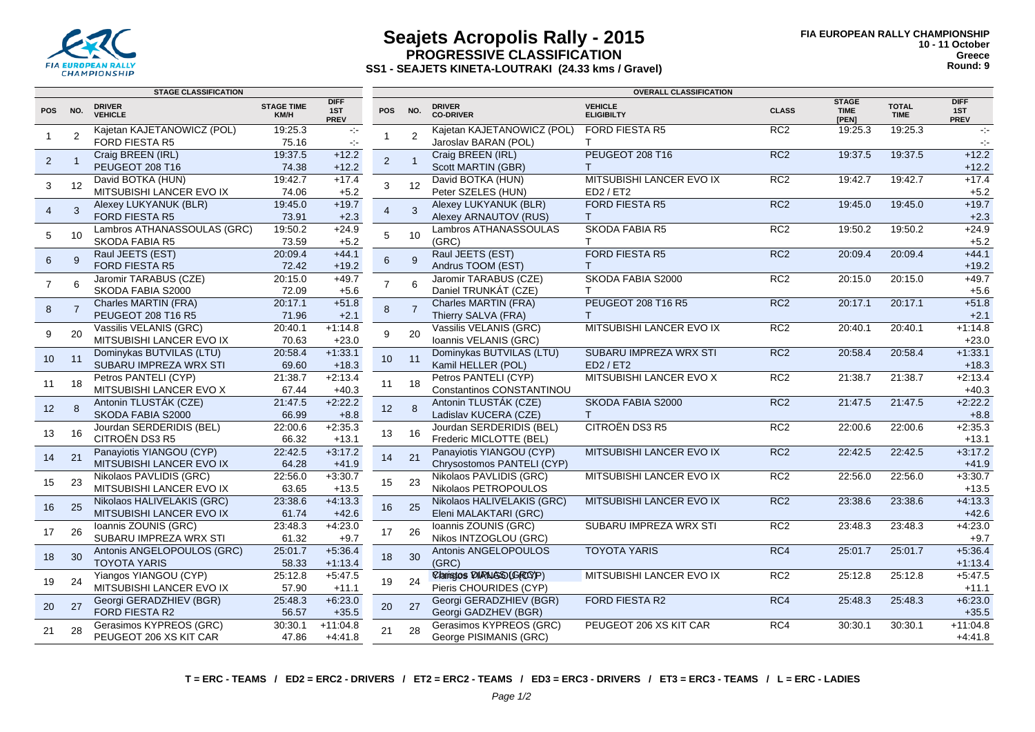# Seajets Acropolis Rally - 2015

## PROGRESSIVE CLASSIFICATION

### SS1 - SEAJETS KINETA-LOUTRAKI (24.33 kms / Gravel)

FIA EUROPEAN RALLY CHAMPIONSHIP
10 - 11 October
Greece
Round: 9

**STAGE CLASSIFICATION**

| POS | NO. | DRIVER / VEHICLE | STAGE TIME / KM/H | DIFF 1ST / PREV |
|---|---|---|---|---|
| 1 | 2 | Kajetan KAJETANOWICZ (POL) / FORD FIESTA R5 | 19:25.3 / 75.16 | -:- / -:- |
| 2 | 1 | Craig BREEN (IRL) / PEUGEOT 208 T16 | 19:37.5 / 74.38 | +12.2 / +12.2 |
| 3 | 12 | David BOTKA (HUN) / MITSUBISHI LANCER EVO IX | 19:42.7 / 74.06 | +17.4 / +5.2 |
| 4 | 3 | Alexey LUKYANUK (BLR) / FORD FIESTA R5 | 19:45.0 / 73.91 | +19.7 / +2.3 |
| 5 | 10 | Lambros ATHANASSOULAS (GRC) / SKODA FABIA R5 | 19:50.2 / 73.59 | +24.9 / +5.2 |
| 6 | 9 | Raul JEETS (EST) / FORD FIESTA R5 | 20:09.4 / 72.42 | +44.1 / +19.2 |
| 7 | 6 | Jaromir TARABUS (CZE) / SKODA FABIA S2000 | 20:15.0 / 72.09 | +49.7 / +5.6 |
| 8 | 7 | Charles MARTIN (FRA) / PEUGEOT 208 T16 R5 | 20:17.1 / 71.96 | +51.8 / +2.1 |
| 9 | 20 | Vassilis VELANIS (GRC) / MITSUBISHI LANCER EVO IX | 20:40.1 / 70.63 | +1:14.8 / +23.0 |
| 10 | 11 | Dominykas BUTVILAS (LTU) / SUBARU IMPREZA WRX STI | 20:58.4 / 69.60 | +1:33.1 / +18.3 |
| 11 | 18 | Petros PANTELI (CYP) / MITSUBISHI LANCER EVO X | 21:38.7 / 67.44 | +2:13.4 / +40.3 |
| 12 | 8 | Antonin TLUSTÁK (CZE) / SKODA FABIA S2000 | 21:47.5 / 66.99 | +2:22.2 / +8.8 |
| 13 | 16 | Jourdan SERDERIDIS (BEL) / CITROËN DS3 R5 | 22:00.6 / 66.32 | +2:35.3 / +13.1 |
| 14 | 21 | Panayiotis YIANGOU (CYP) / MITSUBISHI LANCER EVO IX | 22:42.5 / 64.28 | +3:17.2 / +41.9 |
| 15 | 23 | Nikolaos PAVLIDIS (GRC) / MITSUBISHI LANCER EVO IX | 22:56.0 / 63.65 | +3:30.7 / +13.5 |
| 16 | 25 | Nikolaos HALIVELAKIS (GRC) / MITSUBISHI LANCER EVO IX | 23:38.6 / 61.74 | +4:13.3 / +42.6 |
| 17 | 26 | Ioannis ZOUNIS (GRC) / SUBARU IMPREZA WRX STI | 23:48.3 / 61.32 | +4:23.0 / +9.7 |
| 18 | 30 | Antonis ANGELOPOULOS (GRC) / TOYOTA YARIS | 25:01.7 / 58.33 | +5:36.4 / +1:13.4 |
| 19 | 24 | Yiangos YIANGOU (CYP) / MITSUBISHI LANCER EVO IX | 25:12.8 / 57.90 | +5:47.5 / +11.1 |
| 20 | 27 | Georgi GERADZHIEV (BGR) / FORD FIESTA R2 | 25:48.3 / 56.57 | +6:23.0 / +35.5 |
| 21 | 28 | Gerasimos KYPREOS (GRC) / PEUGEOT 206 XS KIT CAR | 30:30.1 / 47.86 | +11:04.8 / +4:41.8 |

**OVERALL CLASSIFICATION**

| POS | NO. | DRIVER / CO-DRIVER | VEHICLE / ELIGIBILTY | CLASS | STAGE TIME [PEN] | TOTAL TIME | DIFF 1ST / PREV |
|---|---|---|---|---|---|---|---|
| 1 | 2 | Kajetan KAJETANOWICZ (POL) / Jaroslav BARAN (POL) | FORD FIESTA R5 / T | RC2 | 19:25.3 | 19:25.3 | -:- / -:- |
| 2 | 1 | Craig BREEN (IRL) / Scott MARTIN (GBR) | PEUGEOT 208 T16 / T | RC2 | 19:37.5 | 19:37.5 | +12.2 / +12.2 |
| 3 | 12 | David BOTKA (HUN) / Peter SZELES (HUN) | MITSUBISHI LANCER EVO IX / ED2 / ET2 | RC2 | 19:42.7 | 19:42.7 | +17.4 / +5.2 |
| 4 | 3 | Alexey LUKYANUK (BLR) / Alexey ARNAUTOV (RUS) | FORD FIESTA R5 / T | RC2 | 19:45.0 | 19:45.0 | +19.7 / +2.3 |
| 5 | 10 | Lambros ATHANASSOULAS (GRC) | SKODA FABIA R5 / T | RC2 | 19:50.2 | 19:50.2 | +24.9 / +5.2 |
| 6 | 9 | Raul JEETS (EST) / Andrus TOOM (EST) | FORD FIESTA R5 / T | RC2 | 20:09.4 | 20:09.4 | +44.1 / +19.2 |
| 7 | 6 | Jaromir TARABUS (CZE) / Daniel TRUNKÁT (CZE) | SKODA FABIA S2000 / T | RC2 | 20:15.0 | 20:15.0 | +49.7 / +5.6 |
| 8 | 7 | Charles MARTIN (FRA) / Thierry SALVA (FRA) | PEUGEOT 208 T16 R5 / T | RC2 | 20:17.1 | 20:17.1 | +51.8 / +2.1 |
| 9 | 20 | Vassilis VELANIS (GRC) / Ioannis VELANIS (GRC) | MITSUBISHI LANCER EVO IX | RC2 | 20:40.1 | 20:40.1 | +1:14.8 / +23.0 |
| 10 | 11 | Dominykas BUTVILAS (LTU) / Kamil HELLER (POL) | SUBARU IMPREZA WRX STI / ED2 / ET2 | RC2 | 20:58.4 | 20:58.4 | +1:33.1 / +18.3 |
| 11 | 18 | Petros PANTELI (CYP) / Constantinos CONSTANTINOU | MITSUBISHI LANCER EVO X | RC2 | 21:38.7 | 21:38.7 | +2:13.4 / +40.3 |
| 12 | 8 | Antonin TLUSTÁK (CZE) / Ladislav KUCERA (CZE) | SKODA FABIA S2000 / T | RC2 | 21:47.5 | 21:47.5 | +2:22.2 / +8.8 |
| 13 | 16 | Jourdan SERDERIDIS (BEL) / Frederic MICLOTTE (BEL) | CITROËN DS3 R5 | RC2 | 22:00.6 | 22:00.6 | +2:35.3 / +13.1 |
| 14 | 21 | Panayiotis YIANGOU (CYP) / Chrysostomos PANTELI (CYP) | MITSUBISHI LANCER EVO IX | RC2 | 22:42.5 | 22:42.5 | +3:17.2 / +41.9 |
| 15 | 23 | Nikolaos PAVLIDIS (GRC) / Nikolaos PETROPOULOS | MITSUBISHI LANCER EVO IX | RC2 | 22:56.0 | 22:56.0 | +3:30.7 / +13.5 |
| 16 | 25 | Nikolaos HALIVELAKIS (GRC) / Eleni MALAKTARI (GRC) | MITSUBISHI LANCER EVO IX | RC2 | 23:38.6 | 23:38.6 | +4:13.3 / +42.6 |
| 17 | 26 | Ioannis ZOUNIS (GRC) / Nikos INTZOGLOU (GRC) | SUBARU IMPREZA WRX STI | RC2 | 23:48.3 | 23:48.3 | +4:23.0 / +9.7 |
| 18 | 30 | Antonis ANGELOPOULOS (GRC) | TOYOTA YARIS | RC4 | 25:01.7 | 25:01.7 | +5:36.4 / +1:13.4 |
| 19 | 24 | Yiangos YIANGOU (CYP) / Pieris CHOURIDES (CYP) | MITSUBISHI LANCER EVO IX | RC2 | 25:12.8 | 25:12.8 | +5:47.5 / +11.1 |
| 20 | 27 | Georgi GERADZHIEV (BGR) / Georgi GADZHEV (BGR) | FORD FIESTA R2 | RC4 | 25:48.3 | 25:48.3 | +6:23.0 / +35.5 |
| 21 | 28 | Gerasimos KYPREOS (GRC) / George PISIMANIS (GRC) | PEUGEOT 206 XS KIT CAR | RC4 | 30:30.1 | 30:30.1 | +11:04.8 / +4:41.8 |

**T = ERC - TEAMS / ED2 = ERC2 - DRIVERS / ET2 = ERC2 - TEAMS / ED3 = ERC3 - DRIVERS / ET3 = ERC3 - TEAMS / L = ERC - LADIES**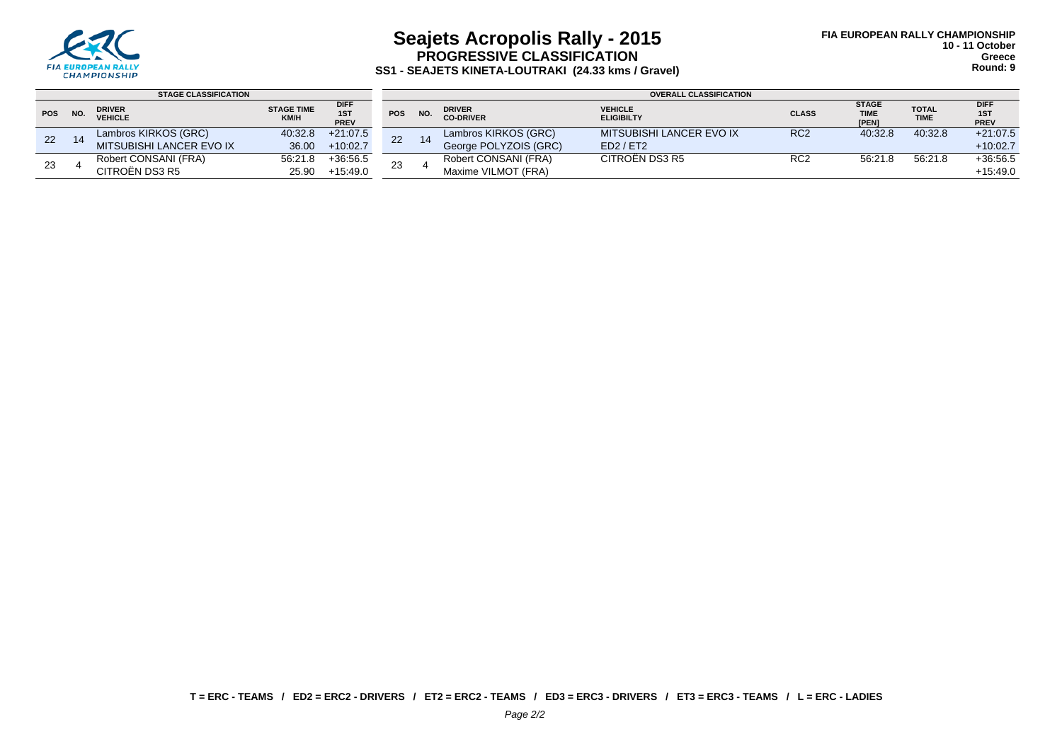# Seajets Acropolis Rally - 2015

## PROGRESSIVE CLASSIFICATION

### SS1 - SEAJETS KINETA-LOUTRAKI (24.33 kms / Gravel)

**FIA EUROPEAN RALLY CHAMPIONSHIP**
**10 - 11 October**
**Greece**
**Round: 9**

| STAGE CLASSIFICATION | | | | | OVERALL CLASSIFICATION | | | | | | | |
|---|---|---|---|---|---|---|---|---|---|---|---|---|
| POS | NO. | DRIVER / VEHICLE | STAGE TIME / KM/H | DIFF 1ST / PREV | POS | NO. | DRIVER / CO-DRIVER | VEHICLE / ELIGIBILTY | CLASS | STAGE TIME [PEN] | TOTAL TIME | DIFF 1ST / PREV |
| 22 | 14 | Lambros KIRKOS (GRC) / MITSUBISHI LANCER EVO IX | 40:32.8 / 36.00 | +21:07.5 / +10:02.7 | 22 | 14 | Lambros KIRKOS (GRC) / George POLYZOIS (GRC) | MITSUBISHI LANCER EVO IX / ED2 / ET2 | RC2 | 40:32.8 | 40:32.8 | +21:07.5 / +10:02.7 |
| 23 | 4 | Robert CONSANI (FRA) / CITROËN DS3 R5 | 56:21.8 / 25.90 | +36:56.5 / +15:49.0 | 23 | 4 | Robert CONSANI (FRA) / Maxime VILMOT (FRA) | CITROËN DS3 R5 | RC2 | 56:21.8 | 56:21.8 | +36:56.5 / +15:49.0 |

T = ERC - TEAMS / ED2 = ERC2 - DRIVERS / ET2 = ERC2 - TEAMS / ED3 = ERC3 - DRIVERS / ET3 = ERC3 - TEAMS / L = ERC - LADIES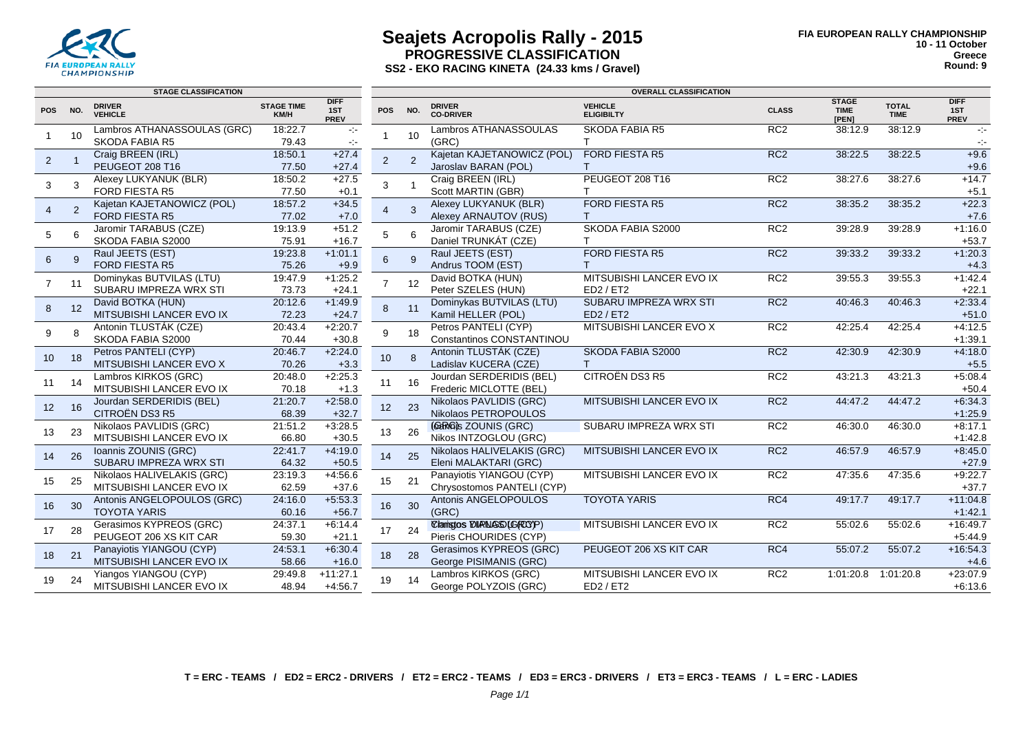# Seajets Acropolis Rally - 2015

## PROGRESSIVE CLASSIFICATION

### SS2 - EKO RACING KINETA (24.33 kms / Gravel)

FIA EUROPEAN RALLY CHAMPIONSHIP
10 - 11 October
Greece
Round: 9

**STAGE CLASSIFICATION**

| POS | NO. | DRIVER / VEHICLE | STAGE TIME / KM/H | DIFF 1ST / PREV |
|---|---|---|---|---|
| 1 | 10 | Lambros ATHANASSOULAS (GRC) / SKODA FABIA R5 | 18:22.7 / 79.43 | -:- / -:- |
| 2 | 1 | Craig BREEN (IRL) / PEUGEOT 208 T16 | 18:50.1 / 77.50 | +27.4 / +27.4 |
| 3 | 3 | Alexey LUKYANUK (BLR) / FORD FIESTA R5 | 18:50.2 / 77.50 | +27.5 / +0.1 |
| 4 | 2 | Kajetan KAJETANOWICZ (POL) / FORD FIESTA R5 | 18:57.2 / 77.02 | +34.5 / +7.0 |
| 5 | 6 | Jaromir TARABUS (CZE) / SKODA FABIA S2000 | 19:13.9 / 75.91 | +51.2 / +16.7 |
| 6 | 9 | Raul JEETS (EST) / FORD FIESTA R5 | 19:23.8 / 75.26 | +1:01.1 / +9.9 |
| 7 | 11 | Dominykas BUTVILAS (LTU) / SUBARU IMPREZA WRX STI | 19:47.9 / 73.73 | +1:25.2 / +24.1 |
| 8 | 12 | David BOTKA (HUN) / MITSUBISHI LANCER EVO IX | 20:12.6 / 72.23 | +1:49.9 / +24.7 |
| 9 | 8 | Antonin TLUSTÁK (CZE) / SKODA FABIA S2000 | 20:43.4 / 70.44 | +2:20.7 / +30.8 |
| 10 | 18 | Petros PANTELI (CYP) / MITSUBISHI LANCER EVO X | 20:46.7 / 70.26 | +2:24.0 / +3.3 |
| 11 | 14 | Lambros KIRKOS (GRC) / MITSUBISHI LANCER EVO IX | 20:48.0 / 70.18 | +2:25.3 / +1.3 |
| 12 | 16 | Jourdan SERDERIDIS (BEL) / CITROËN DS3 R5 | 21:20.7 / 68.39 | +2:58.0 / +32.7 |
| 13 | 23 | Nikolaos PAVLIDIS (GRC) / MITSUBISHI LANCER EVO IX | 21:51.2 / 66.80 | +3:28.5 / +30.5 |
| 14 | 26 | Ioannis ZOUNIS (GRC) / SUBARU IMPREZA WRX STI | 22:41.7 / 64.32 | +4:19.0 / +50.5 |
| 15 | 25 | Nikolaos HALIVELAKIS (GRC) / MITSUBISHI LANCER EVO IX | 23:19.3 / 62.59 | +4:56.6 / +37.6 |
| 16 | 30 | Antonis ANGELOPOULOS (GRC) / TOYOTA YARIS | 24:16.0 / 60.16 | +5:53.3 / +56.7 |
| 17 | 28 | Gerasimos KYPREOS (GRC) / PEUGEOT 206 XS KIT CAR | 24:37.1 / 59.30 | +6:14.4 / +21.1 |
| 18 | 21 | Panayiotis YIANGOU (CYP) / MITSUBISHI LANCER EVO IX | 24:53.1 / 58.66 | +6:30.4 / +16.0 |
| 19 | 24 | Yiangos YIANGOU (CYP) / MITSUBISHI LANCER EVO IX | 29:49.8 / 48.94 | +11:27.1 / +4:56.7 |

**OVERALL CLASSIFICATION**

| POS | NO. | DRIVER / CO-DRIVER | VEHICLE / ELIGIBILTY | CLASS | STAGE TIME [PEN] | TOTAL TIME | DIFF 1ST / PREV |
|---|---|---|---|---|---|---|---|
| 1 | 10 | Lambros ATHANASSOULAS (GRC) | SKODA FABIA R5 / T | RC2 | 38:12.9 | 38:12.9 | -:- / -:- |
| 2 | 2 | Kajetan KAJETANOWICZ (POL) / Jaroslav BARAN (POL) | FORD FIESTA R5 / T | RC2 | 38:22.5 | 38:22.5 | +9.6 / +9.6 |
| 3 | 1 | Craig BREEN (IRL) / Scott MARTIN (GBR) | PEUGEOT 208 T16 / T | RC2 | 38:27.6 | 38:27.6 | +14.7 / +5.1 |
| 4 | 3 | Alexey LUKYANUK (BLR) / Alexey ARNAUTOV (RUS) | FORD FIESTA R5 / T | RC2 | 38:35.2 | 38:35.2 | +22.3 / +7.6 |
| 5 | 6 | Jaromir TARABUS (CZE) / Daniel TRUNKÁT (CZE) | SKODA FABIA S2000 / T | RC2 | 39:28.9 | 39:28.9 | +1:16.0 / +53.7 |
| 6 | 9 | Raul JEETS (EST) / Andrus TOOM (EST) | FORD FIESTA R5 / T | RC2 | 39:33.2 | 39:33.2 | +1:20.3 / +4.3 |
| 7 | 12 | David BOTKA (HUN) / Peter SZELES (HUN) | MITSUBISHI LANCER EVO IX / ED2 / ET2 | RC2 | 39:55.3 | 39:55.3 | +1:42.4 / +22.1 |
| 8 | 11 | Dominykas BUTVILAS (LTU) / Kamil HELLER (POL) | SUBARU IMPREZA WRX STI / ED2 / ET2 | RC2 | 40:46.3 | 40:46.3 | +2:33.4 / +51.0 |
| 9 | 18 | Petros PANTELI (CYP) / Constantinos CONSTANTINOU | MITSUBISHI LANCER EVO X | RC2 | 42:25.4 | 42:25.4 | +4:12.5 / +1:39.1 |
| 10 | 8 | Antonin TLUSTÁK (CZE) / Ladislav KUCERA (CZE) | SKODA FABIA S2000 / T | RC2 | 42:30.9 | 42:30.9 | +4:18.0 / +5.5 |
| 11 | 16 | Jourdan SERDERIDIS (BEL) / Frederic MICLOTTE (BEL) | CITROËN DS3 R5 | RC2 | 43:21.3 | 43:21.3 | +5:08.4 / +50.4 |
| 12 | 23 | Nikolaos PAVLIDIS (GRC) / Nikolaos PETROPOULOS (GRC) | MITSUBISHI LANCER EVO IX | RC2 | 44:47.2 | 44:47.2 | +6:34.3 / +1:25.9 |
| 13 | 26 | Ioannis ZOUNIS (GRC) / Nikos INTZOGLOU (GRC) | SUBARU IMPREZA WRX STI | RC2 | 46:30.0 | 46:30.0 | +8:17.1 / +1:42.8 |
| 14 | 25 | Nikolaos HALIVELAKIS (GRC) / Eleni MALAKTARI (GRC) | MITSUBISHI LANCER EVO IX | RC2 | 46:57.9 | 46:57.9 | +8:45.0 / +27.9 |
| 15 | 21 | Panayiotis YIANGOU (CYP) / Chrysostomos PANTELI (CYP) | MITSUBISHI LANCER EVO IX | RC2 | 47:35.6 | 47:35.6 | +9:22.7 / +37.7 |
| 16 | 30 | Antonis ANGELOPOULOS (GRC) | TOYOTA YARIS | RC4 | 49:17.7 | 49:17.7 | +11:04.8 / +1:42.1 |
| 17 | 24 | Yiangos YIANGOU (CYP) / Pieris CHOURIDES (CYP) | MITSUBISHI LANCER EVO IX | RC2 | 55:02.6 | 55:02.6 | +16:49.7 / +5:44.9 |
| 18 | 28 | Gerasimos KYPREOS (GRC) / George PISIMANIS (GRC) | PEUGEOT 206 XS KIT CAR | RC4 | 55:07.2 | 55:07.2 | +16:54.3 / +4.6 |
| 19 | 14 | Lambros KIRKOS (GRC) / George POLYZOIS (GRC) | MITSUBISHI LANCER EVO IX / ED2 / ET2 | RC2 | 1:01:20.8 | 1:01:20.8 | +23:07.9 / +6:13.6 |

**T = ERC - TEAMS / ED2 = ERC2 - DRIVERS / ET2 = ERC2 - TEAMS / ED3 = ERC3 - DRIVERS / ET3 = ERC3 - TEAMS / L = ERC - LADIES**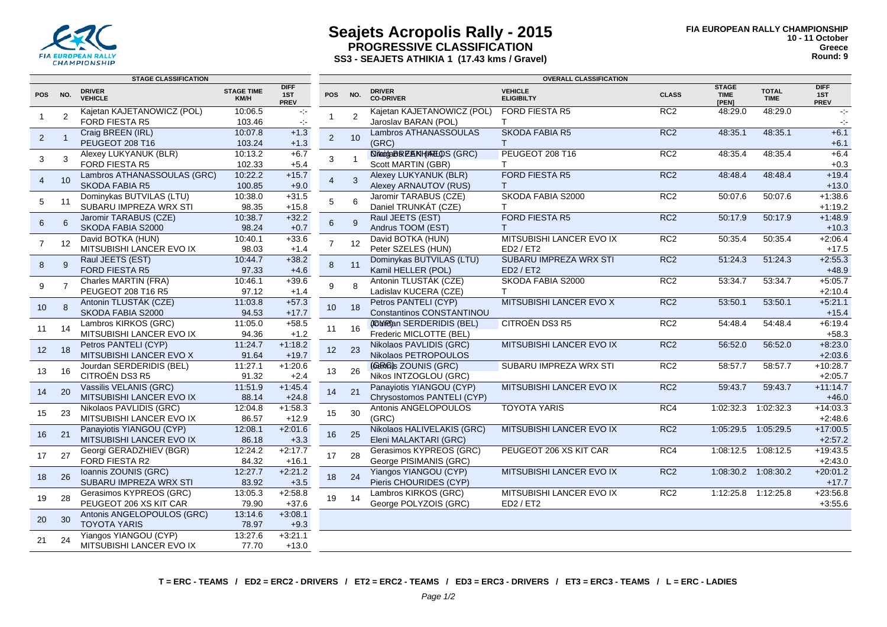# Seajets Acropolis Rally - 2015

## PROGRESSIVE CLASSIFICATION

### SS3 - SEAJETS ATHIKIA 1 (17.43 kms / Gravel)

FIA EUROPEAN RALLY CHAMPIONSHIP
10 - 11 October
Greece
Round: 9

**STAGE CLASSIFICATION**

| POS | NO. | DRIVER / VEHICLE | STAGE TIME / KM/H | DIFF 1ST / PREV |
|---|---|---|---|---|
| 1 | 2 | Kajetan KAJETANOWICZ (POL) / FORD FIESTA R5 | 10:06.5 / 103.46 | -:- / -:- |
| 2 | 1 | Craig BREEN (IRL) / PEUGEOT 208 T16 | 10:07.8 / 103.24 | +1.3 / +1.3 |
| 3 | 3 | Alexey LUKYANUK (BLR) / FORD FIESTA R5 | 10:13.2 / 102.33 | +6.7 / +5.4 |
| 4 | 10 | Lambros ATHANASSOULAS (GRC) / SKODA FABIA R5 | 10:22.2 / 100.85 | +15.7 / +9.0 |
| 5 | 11 | Dominykas BUTVILAS (LTU) / SUBARU IMPREZA WRX STI | 10:38.0 / 98.35 | +31.5 / +15.8 |
| 6 | 6 | Jaromir TARABUS (CZE) / SKODA FABIA S2000 | 10:38.7 / 98.24 | +32.2 / +0.7 |
| 7 | 12 | David BOTKA (HUN) / MITSUBISHI LANCER EVO IX | 10:40.1 / 98.03 | +33.6 / +1.4 |
| 8 | 9 | Raul JEETS (EST) / FORD FIESTA R5 | 10:44.7 / 97.33 | +38.2 / +4.6 |
| 9 | 7 | Charles MARTIN (FRA) / PEUGEOT 208 T16 R5 | 10:46.1 / 97.12 | +39.6 / +1.4 |
| 10 | 8 | Antonin TLUSTÁK (CZE) / SKODA FABIA S2000 | 11:03.8 / 94.53 | +57.3 / +17.7 |
| 11 | 14 | Lambros KIRKOS (GRC) / MITSUBISHI LANCER EVO IX | 11:05.0 / 94.36 | +58.5 / +1.2 |
| 12 | 18 | Petros PANTELI (CYP) / MITSUBISHI LANCER EVO X | 11:24.7 / 91.64 | +1:18.2 / +19.7 |
| 13 | 16 | Jourdan SERDERIDIS (BEL) / CITROËN DS3 R5 | 11:27.1 / 91.32 | +1:20.6 / +2.4 |
| 14 | 20 | Vassilis VELANIS (GRC) / MITSUBISHI LANCER EVO IX | 11:51.9 / 88.14 | +1:45.4 / +24.8 |
| 15 | 23 | Nikolaos PAVLIDIS (GRC) / MITSUBISHI LANCER EVO IX | 12:04.8 / 86.57 | +1:58.3 / +12.9 |
| 16 | 21 | Panayiotis YIANGOU (CYP) / MITSUBISHI LANCER EVO IX | 12:08.1 / 86.18 | +2:01.6 / +3.3 |
| 17 | 27 | Georgi GERADZHIEV (BGR) / FORD FIESTA R2 | 12:24.2 / 84.32 | +2:17.7 / +16.1 |
| 18 | 26 | Ioannis ZOUNIS (GRC) / SUBARU IMPREZA WRX STI | 12:27.7 / 83.92 | +2:21.2 / +3.5 |
| 19 | 28 | Gerasimos KYPREOS (GRC) / PEUGEOT 206 XS KIT CAR | 13:05.3 / 79.90 | +2:58.8 / +37.6 |
| 20 | 30 | Antonis ANGELOPOULOS (GRC) / TOYOTA YARIS | 13:14.6 / 78.97 | +3:08.1 / +9.3 |
| 21 | 24 | Yiangos YIANGOU (CYP) / MITSUBISHI LANCER EVO IX | 13:27.6 / 77.70 | +3:21.1 / +13.0 |

**OVERALL CLASSIFICATION**

| POS | NO. | DRIVER / CO-DRIVER | VEHICLE / ELIGIBILTY | CLASS | STAGE TIME [PEN] | TOTAL TIME | DIFF 1ST / PREV |
|---|---|---|---|---|---|---|---|
| 1 | 2 | Kajetan KAJETANOWICZ (POL) / Jaroslav BARAN (POL) | FORD FIESTA R5 / T | RC2 | 48:29.0 | 48:29.0 | -:- / -:- |
| 2 | 10 | Lambros ATHANASSOULAS (GRC) | SKODA FABIA R5 / T | RC2 | 48:35.1 | 48:35.1 | +6.1 / +6.1 |
| 3 | 1 | Craig BREEN (IRL) / Scott MARTIN (GBR) | PEUGEOT 208 T16 / T | RC2 | 48:35.4 | 48:35.4 | +6.4 / +0.3 |
| 4 | 3 | Alexey LUKYANUK (BLR) / Alexey ARNAUTOV (RUS) | FORD FIESTA R5 / T | RC2 | 48:48.4 | 48:48.4 | +19.4 / +13.0 |
| 5 | 6 | Jaromir TARABUS (CZE) / Daniel TRUNKÁT (CZE) | SKODA FABIA S2000 / T | RC2 | 50:07.6 | 50:07.6 | +1:38.6 / +1:19.2 |
| 6 | 9 | Raul JEETS (EST) / Andrus TOOM (EST) | FORD FIESTA R5 / T | RC2 | 50:17.9 | 50:17.9 | +1:48.9 / +10.3 |
| 7 | 12 | David BOTKA (HUN) / Peter SZELES (HUN) | MITSUBISHI LANCER EVO IX / ED2 / ET2 | RC2 | 50:35.4 | 50:35.4 | +2:06.4 / +17.5 |
| 8 | 11 | Dominykas BUTVILAS (LTU) / Kamil HELLER (POL) | SUBARU IMPREZA WRX STI / ED2 / ET2 | RC2 | 51:24.3 | 51:24.3 | +2:55.3 / +48.9 |
| 9 | 8 | Antonin TLUSTÁK (CZE) / Ladislav KUCERA (CZE) | SKODA FABIA S2000 / T | RC2 | 53:34.7 | 53:34.7 | +5:05.7 / +2:10.4 |
| 10 | 18 | Petros PANTELI (CYP) / Constantinos CONSTANTINOU | MITSUBISHI LANCER EVO X | RC2 | 53:50.1 | 53:50.1 | +5:21.1 / +15.4 |
| 11 | 16 | Jourdan SERDERIDIS (BEL) / Frederic MICLOTTE (BEL) | CITROËN DS3 R5 | RC2 | 54:48.4 | 54:48.4 | +6:19.4 / +58.3 |
| 12 | 23 | Nikolaos PAVLIDIS (GRC) / Nikolaos PETROPOULOS | MITSUBISHI LANCER EVO IX | RC2 | 56:52.0 | 56:52.0 | +8:23.0 / +2:03.6 |
| 13 | 26 | Ioannis ZOUNIS (GRC) / Nikos INTZOGLOU (GRC) | SUBARU IMPREZA WRX STI | RC2 | 58:57.7 | 58:57.7 | +10:28.7 / +2:05.7 |
| 14 | 21 | Panayiotis YIANGOU (CYP) / Chrysostomos PANTELI (CYP) | MITSUBISHI LANCER EVO IX | RC2 | 59:43.7 | 59:43.7 | +11:14.7 / +46.0 |
| 15 | 30 | Antonis ANGELOPOULOS (GRC) | TOYOTA YARIS | RC4 | 1:02:32.3 | 1:02:32.3 | +14:03.3 / +2:48.6 |
| 16 | 25 | Nikolaos HALIVELAKIS (GRC) / Eleni MALAKTARI (GRC) | MITSUBISHI LANCER EVO IX | RC2 | 1:05:29.5 | 1:05:29.5 | +17:00.5 / +2:57.2 |
| 17 | 28 | Gerasimos KYPREOS (GRC) / George PISIMANIS (GRC) | PEUGEOT 206 XS KIT CAR | RC4 | 1:08:12.5 | 1:08:12.5 | +19:43.5 / +2:43.0 |
| 18 | 24 | Yiangos YIANGOU (CYP) / Pieris CHOURIDES (CYP) | MITSUBISHI LANCER EVO IX | RC2 | 1:08:30.2 | 1:08:30.2 | +20:01.2 / +17.7 |
| 19 | 14 | Lambros KIRKOS (GRC) / George POLYZOIS (GRC) | MITSUBISHI LANCER EVO IX / ED2 / ET2 | RC2 | 1:12:25.8 | 1:12:25.8 | +23:56.8 / +3:55.6 |

T = ERC - TEAMS / ED2 = ERC2 - DRIVERS / ET2 = ERC2 - TEAMS / ED3 = ERC3 - DRIVERS / ET3 = ERC3 - TEAMS / L = ERC - LADIES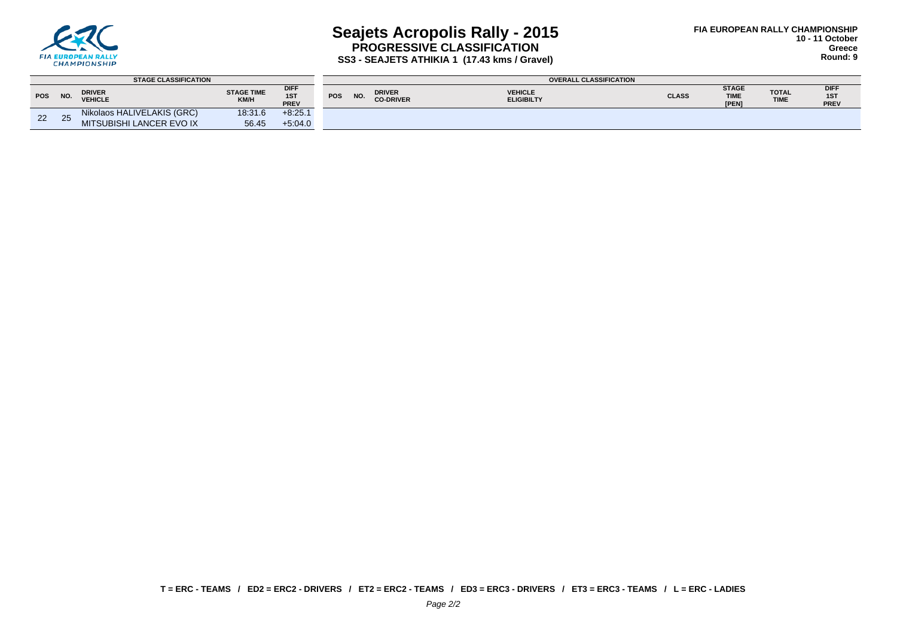# Seajets Acropolis Rally - 2015

## PROGRESSIVE CLASSIFICATION

### SS3 - SEAJETS ATHIKIA 1 (17.43 kms / Gravel)

**FIA EUROPEAN RALLY CHAMPIONSHIP**
**10 - 11 October**
**Greece**
**Round: 9**

| STAGE CLASSIFICATION | | | | | OVERALL CLASSIFICATION | | | | | | | | |
|---|---|---|---|---|---|---|---|---|---|---|---|---|---|
| POS | NO. | DRIVER / VEHICLE | STAGE TIME / KM/H | DIFF 1ST / PREV | POS | NO. | DRIVER / CO-DRIVER | VEHICLE / ELIGIBILTY | CLASS | STAGE TIME [PEN] | TOTAL TIME | DIFF 1ST / PREV |
| 22 | 25 | Nikolaos HALIVELAKIS (GRC) / MITSUBISHI LANCER EVO IX | 18:31.6 / 56.45 | +8:25.1 / +5:04.0 | | | | | | | | |

**T = ERC - TEAMS / ED2 = ERC2 - DRIVERS / ET2 = ERC2 - TEAMS / ED3 = ERC3 - DRIVERS / ET3 = ERC3 - TEAMS / L = ERC - LADIES**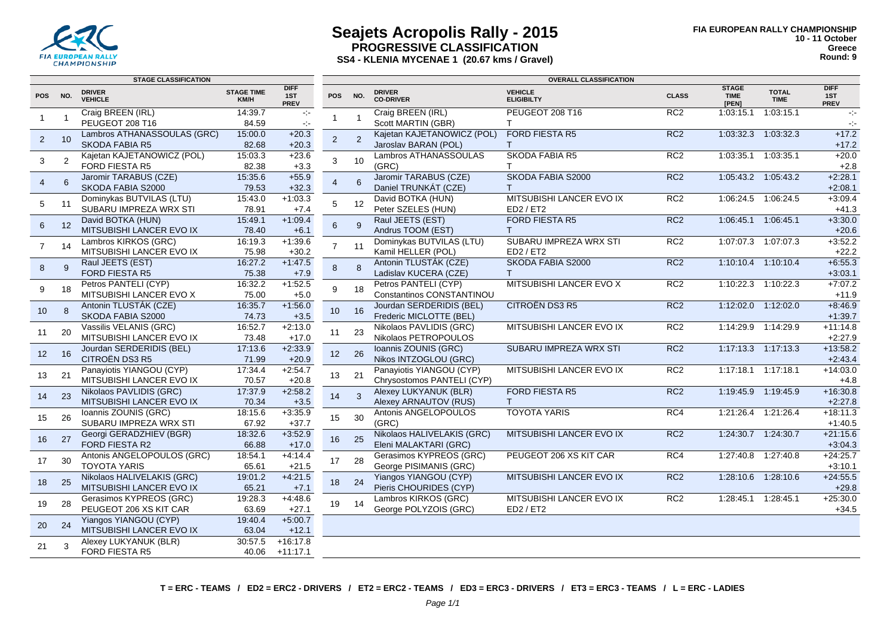# Seajets Acropolis Rally - 2015

## PROGRESSIVE CLASSIFICATION

### SS4 - KLENIA MYCENAE 1 (20.67 kms / Gravel)

FIA EUROPEAN RALLY CHAMPIONSHIP
10 - 11 October
Greece
Round: 9

**STAGE CLASSIFICATION**

| POS | NO. | DRIVER / VEHICLE | STAGE TIME / KM/H | DIFF 1ST / PREV |
|---|---|---|---|---|
| 1 | 1 | Craig BREEN (IRL) / PEUGEOT 208 T16 | 14:39.7 / 84.59 | -:- / -:- |
| 2 | 10 | Lambros ATHANASSOULAS (GRC) / SKODA FABIA R5 | 15:00.0 / 82.68 | +20.3 / +20.3 |
| 3 | 2 | Kajetan KAJETANOWICZ (POL) / FORD FIESTA R5 | 15:03.3 / 82.38 | +23.6 / +3.3 |
| 4 | 6 | Jaromir TARABUS (CZE) / SKODA FABIA S2000 | 15:35.6 / 79.53 | +55.9 / +32.3 |
| 5 | 11 | Dominykas BUTVILAS (LTU) / SUBARU IMPREZA WRX STI | 15:43.0 / 78.91 | +1:03.3 / +7.4 |
| 6 | 12 | David BOTKA (HUN) / MITSUBISHI LANCER EVO IX | 15:49.1 / 78.40 | +1:09.4 / +6.1 |
| 7 | 14 | Lambros KIRKOS (GRC) / MITSUBISHI LANCER EVO IX | 16:19.3 / 75.98 | +1:39.6 / +30.2 |
| 8 | 9 | Raul JEETS (EST) / FORD FIESTA R5 | 16:27.2 / 75.38 | +1:47.5 / +7.9 |
| 9 | 18 | Petros PANTELI (CYP) / MITSUBISHI LANCER EVO X | 16:32.2 / 75.00 | +1:52.5 / +5.0 |
| 10 | 8 | Antonin TLUSTÁK (CZE) / SKODA FABIA S2000 | 16:35.7 / 74.73 | +1:56.0 / +3.5 |
| 11 | 20 | Vassilis VELANIS (GRC) / MITSUBISHI LANCER EVO IX | 16:52.7 / 73.48 | +2:13.0 / +17.0 |
| 12 | 16 | Jourdan SERDERIDIS (BEL) / CITROËN DS3 R5 | 17:13.6 / 71.99 | +2:33.9 / +20.9 |
| 13 | 21 | Panayiotis YIANGOU (CYP) / MITSUBISHI LANCER EVO IX | 17:34.4 / 70.57 | +2:54.7 / +20.8 |
| 14 | 23 | Nikolaos PAVLIDIS (GRC) / MITSUBISHI LANCER EVO IX | 17:37.9 / 70.34 | +2:58.2 / +3.5 |
| 15 | 26 | Ioannis ZOUNIS (GRC) / SUBARU IMPREZA WRX STI | 18:15.6 / 67.92 | +3:35.9 / +37.7 |
| 16 | 27 | Georgi GERADZHIEV (BGR) / FORD FIESTA R2 | 18:32.6 / 66.88 | +3:52.9 / +17.0 |
| 17 | 30 | Antonis ANGELOPOULOS (GRC) / TOYOTA YARIS | 18:54.1 / 65.61 | +4:14.4 / +21.5 |
| 18 | 25 | Nikolaos HALIVELAKIS (GRC) / MITSUBISHI LANCER EVO IX | 19:01.2 / 65.21 | +4:21.5 / +7.1 |
| 19 | 28 | Gerasimos KYPREOS (GRC) / PEUGEOT 206 XS KIT CAR | 19:28.3 / 63.69 | +4:48.6 / +27.1 |
| 20 | 24 | Yiangos YIANGOU (CYP) / MITSUBISHI LANCER EVO IX | 19:40.4 / 63.04 | +5:00.7 / +12.1 |
| 21 | 3 | Alexey LUKYANUK (BLR) / FORD FIESTA R5 | 30:57.5 / 40.06 | +16:17.8 / +11:17.1 |

**OVERALL CLASSIFICATION**

| POS | NO. | DRIVER / CO-DRIVER | VEHICLE / ELIGIBILTY | CLASS | STAGE TIME [PEN] | TOTAL TIME | DIFF 1ST / PREV |
|---|---|---|---|---|---|---|---|
| 1 | 1 | Craig BREEN (IRL) / Scott MARTIN (GBR) | PEUGEOT 208 T16 / T | RC2 | 1:03:15.1 | 1:03:15.1 | -:- / -:- |
| 2 | 2 | Kajetan KAJETANOWICZ (POL) / Jaroslav BARAN (POL) | FORD FIESTA R5 / T | RC2 | 1:03:32.3 | 1:03:32.3 | +17.2 / +17.2 |
| 3 | 10 | Lambros ATHANASSOULAS (GRC) | SKODA FABIA R5 / T | RC2 | 1:03:35.1 | 1:03:35.1 | +20.0 / +2.8 |
| 4 | 6 | Jaromir TARABUS (CZE) / Daniel TRUNKÁT (CZE) | SKODA FABIA S2000 / T | RC2 | 1:05:43.2 | 1:05:43.2 | +2:28.1 / +2:08.1 |
| 5 | 12 | David BOTKA (HUN) / Peter SZELES (HUN) | MITSUBISHI LANCER EVO IX / ED2 / ET2 | RC2 | 1:06:24.5 | 1:06:24.5 | +3:09.4 / +41.3 |
| 6 | 9 | Raul JEETS (EST) / Andrus TOOM (EST) | FORD FIESTA R5 / T | RC2 | 1:06:45.1 | 1:06:45.1 | +3:30.0 / +20.6 |
| 7 | 11 | Dominykas BUTVILAS (LTU) / Kamil HELLER (POL) | SUBARU IMPREZA WRX STI / ED2 / ET2 | RC2 | 1:07:07.3 | 1:07:07.3 | +3:52.2 / +22.2 |
| 8 | 8 | Antonin TLUSTÁK (CZE) / Ladislav KUCERA (CZE) | SKODA FABIA S2000 / T | RC2 | 1:10:10.4 | 1:10:10.4 | +6:55.3 / +3:03.1 |
| 9 | 18 | Petros PANTELI (CYP) / Constantinos CONSTANTINOU | MITSUBISHI LANCER EVO X | RC2 | 1:10:22.3 | 1:10:22.3 | +7:07.2 / +11.9 |
| 10 | 16 | Jourdan SERDERIDIS (BEL) / Frederic MICLOTTE (BEL) | CITROËN DS3 R5 | RC2 | 1:12:02.0 | 1:12:02.0 | +8:46.9 / +1:39.7 |
| 11 | 23 | Nikolaos PAVLIDIS (GRC) / Nikolaos PETROPOULOS | MITSUBISHI LANCER EVO IX | RC2 | 1:14:29.9 | 1:14:29.9 | +11:14.8 / +2:27.9 |
| 12 | 26 | Ioannis ZOUNIS (GRC) / Nikos INTZOGLOU (GRC) | SUBARU IMPREZA WRX STI | RC2 | 1:17:13.3 | 1:17:13.3 | +13:58.2 / +2:43.4 |
| 13 | 21 | Panayiotis YIANGOU (CYP) / Chrysostomos PANTELI (CYP) | MITSUBISHI LANCER EVO IX | RC2 | 1:17:18.1 | 1:17:18.1 | +14:03.0 / +4.8 |
| 14 | 3 | Alexey LUKYANUK (BLR) / Alexey ARNAUTOV (RUS) | FORD FIESTA R5 / T | RC2 | 1:19:45.9 | 1:19:45.9 | +16:30.8 / +2:27.8 |
| 15 | 30 | Antonis ANGELOPOULOS (GRC) | TOYOTA YARIS | RC4 | 1:21:26.4 | 1:21:26.4 | +18:11.3 / +1:40.5 |
| 16 | 25 | Nikolaos HALIVELAKIS (GRC) / Eleni MALAKTARI (GRC) | MITSUBISHI LANCER EVO IX | RC2 | 1:24:30.7 | 1:24:30.7 | +21:15.6 / +3:04.3 |
| 17 | 28 | Gerasimos KYPREOS (GRC) / George PISIMANIS (GRC) | PEUGEOT 206 XS KIT CAR | RC4 | 1:27:40.8 | 1:27:40.8 | +24:25.7 / +3:10.1 |
| 18 | 24 | Yiangos YIANGOU (CYP) / Pieris CHOURIDES (CYP) | MITSUBISHI LANCER EVO IX | RC2 | 1:28:10.6 | 1:28:10.6 | +24:55.5 / +29.8 |
| 19 | 14 | Lambros KIRKOS (GRC) / George POLYZOIS (GRC) | MITSUBISHI LANCER EVO IX / ED2 / ET2 | RC2 | 1:28:45.1 | 1:28:45.1 | +25:30.0 / +34.5 |

**T = ERC - TEAMS / ED2 = ERC2 - DRIVERS / ET2 = ERC2 - TEAMS / ED3 = ERC3 - DRIVERS / ET3 = ERC3 - TEAMS / L = ERC - LADIES**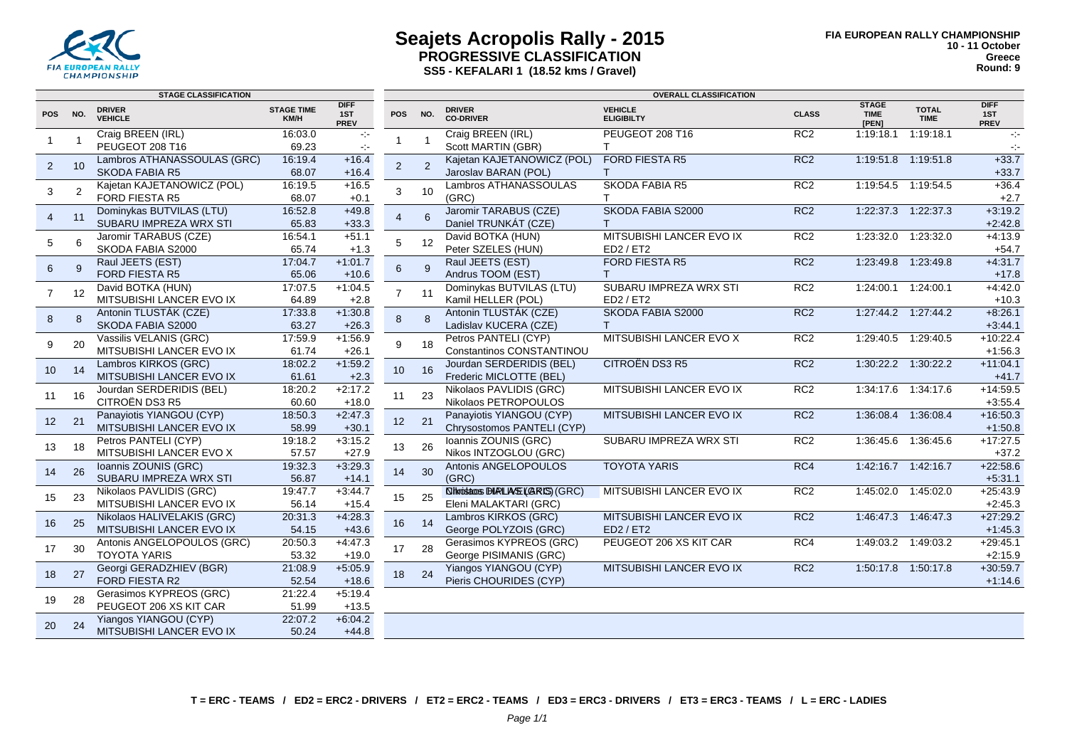# Seajets Acropolis Rally - 2015

## PROGRESSIVE CLASSIFICATION

### SS5 - KEFALARI 1 (18.52 kms / Gravel)

FIA EUROPEAN RALLY CHAMPIONSHIP
10 - 11 October
Greece
Round: 9

**STAGE CLASSIFICATION**

| POS | NO. | DRIVER / VEHICLE | STAGE TIME / KM/H | DIFF 1ST / PREV |
|---|---|---|---|---|
| 1 | 1 | Craig BREEN (IRL) / PEUGEOT 208 T16 | 16:03.0 / 69.23 | -:- / -:- |
| 2 | 10 | Lambros ATHANASSOULAS (GRC) / SKODA FABIA R5 | 16:19.4 / 68.07 | +16.4 / +16.4 |
| 3 | 2 | Kajetan KAJETANOWICZ (POL) / FORD FIESTA R5 | 16:19.5 / 68.07 | +16.5 / +0.1 |
| 4 | 11 | Dominykas BUTVILAS (LTU) / SUBARU IMPREZA WRX STI | 16:52.8 / 65.83 | +49.8 / +33.3 |
| 5 | 6 | Jaromir TARABUS (CZE) / SKODA FABIA S2000 | 16:54.1 / 65.74 | +51.1 / +1.3 |
| 6 | 9 | Raul JEETS (EST) / FORD FIESTA R5 | 17:04.7 / 65.06 | +1:01.7 / +10.6 |
| 7 | 12 | David BOTKA (HUN) / MITSUBISHI LANCER EVO IX | 17:07.5 / 64.89 | +1:04.5 / +2.8 |
| 8 | 8 | Antonin TLUSTÁK (CZE) / SKODA FABIA S2000 | 17:33.8 / 63.27 | +1:30.8 / +26.3 |
| 9 | 20 | Vassilis VELANIS (GRC) / MITSUBISHI LANCER EVO IX | 17:59.9 / 61.74 | +1:56.9 / +26.1 |
| 10 | 14 | Lambros KIRKOS (GRC) / MITSUBISHI LANCER EVO IX | 18:02.2 / 61.61 | +1:59.2 / +2.3 |
| 11 | 16 | Jourdan SERDERIDIS (BEL) / CITROËN DS3 R5 | 18:20.2 / 60.60 | +2:17.2 / +18.0 |
| 12 | 21 | Panayiotis YIANGOU (CYP) / MITSUBISHI LANCER EVO IX | 18:50.3 / 58.99 | +2:47.3 / +30.1 |
| 13 | 18 | Petros PANTELI (CYP) / MITSUBISHI LANCER EVO X | 19:18.2 / 57.57 | +3:15.2 / +27.9 |
| 14 | 26 | Ioannis ZOUNIS (GRC) / SUBARU IMPREZA WRX STI | 19:32.3 / 56.87 | +3:29.3 / +14.1 |
| 15 | 23 | Nikolaos PAVLIDIS (GRC) / MITSUBISHI LANCER EVO IX | 19:47.7 / 56.14 | +3:44.7 / +15.4 |
| 16 | 25 | Nikolaos HALIVELAKIS (GRC) / MITSUBISHI LANCER EVO IX | 20:31.3 / 54.15 | +4:28.3 / +43.6 |
| 17 | 30 | Antonis ANGELOPOULOS (GRC) / TOYOTA YARIS | 20:50.3 / 53.32 | +4:47.3 / +19.0 |
| 18 | 27 | Georgi GERADZHIEV (BGR) / FORD FIESTA R2 | 21:08.9 / 52.54 | +5:05.9 / +18.6 |
| 19 | 28 | Gerasimos KYPREOS (GRC) / PEUGEOT 206 XS KIT CAR | 21:22.4 / 51.99 | +5:19.4 / +13.5 |
| 20 | 24 | Yiangos YIANGOU (CYP) / MITSUBISHI LANCER EVO IX | 22:07.2 / 50.24 | +6:04.2 / +44.8 |

**OVERALL CLASSIFICATION**

| POS | NO. | DRIVER / CO-DRIVER | VEHICLE / ELIGIBILTY | CLASS | STAGE TIME [PEN] | TOTAL TIME | DIFF 1ST / PREV |
|---|---|---|---|---|---|---|---|
| 1 | 1 | Craig BREEN (IRL) / Scott MARTIN (GBR) | PEUGEOT 208 T16 / T | RC2 | 1:19:18.1 | 1:19:18.1 | -:- / -:- |
| 2 | 2 | Kajetan KAJETANOWICZ (POL) / Jaroslav BARAN (POL) | FORD FIESTA R5 / T | RC2 | 1:19:51.8 | 1:19:51.8 | +33.7 / +33.7 |
| 3 | 10 | Lambros ATHANASSOULAS / (GRC) | SKODA FABIA R5 / T | RC2 | 1:19:54.5 | 1:19:54.5 | +36.4 / +2.7 |
| 4 | 6 | Jaromir TARABUS (CZE) / Daniel TRUNKÁT (CZE) | SKODA FABIA S2000 / T | RC2 | 1:22:37.3 | 1:22:37.3 | +3:19.2 / +2:42.8 |
| 5 | 12 | David BOTKA (HUN) / Peter SZELES (HUN) | MITSUBISHI LANCER EVO IX / ED2 / ET2 | RC2 | 1:23:32.0 | 1:23:32.0 | +4:13.9 / +54.7 |
| 6 | 9 | Raul JEETS (EST) / Andrus TOOM (EST) | FORD FIESTA R5 / T | RC2 | 1:23:49.8 | 1:23:49.8 | +4:31.7 / +17.8 |
| 7 | 11 | Dominykas BUTVILAS (LTU) / Kamil HELLER (POL) | SUBARU IMPREZA WRX STI / ED2 / ET2 | RC2 | 1:24:00.1 | 1:24:00.1 | +4:42.0 / +10.3 |
| 8 | 8 | Antonin TLUSTÁK (CZE) / Ladislav KUCERA (CZE) | SKODA FABIA S2000 / T | RC2 | 1:27:44.2 | 1:27:44.2 | +8:26.1 / +3:44.1 |
| 9 | 18 | Petros PANTELI (CYP) / Constantinos CONSTANTINOU | MITSUBISHI LANCER EVO X | RC2 | 1:29:40.5 | 1:29:40.5 | +10:22.4 / +1:56.3 |
| 10 | 16 | Jourdan SERDERIDIS (BEL) / Frederic MICLOTTE (BEL) | CITROËN DS3 R5 | RC2 | 1:30:22.2 | 1:30:22.2 | +11:04.1 / +41.7 |
| 11 | 23 | Nikolaos PAVLIDIS (GRC) / Nikolaos PETROPOULOS | MITSUBISHI LANCER EVO IX | RC2 | 1:34:17.6 | 1:34:17.6 | +14:59.5 / +3:55.4 |
| 12 | 21 | Panayiotis YIANGOU (CYP) / Chrysostomos PANTELI (CYP) | MITSUBISHI LANCER EVO IX | RC2 | 1:36:08.4 | 1:36:08.4 | +16:50.3 / +1:50.8 |
| 13 | 26 | Ioannis ZOUNIS (GRC) / Nikos INTZOGLOU (GRC) | SUBARU IMPREZA WRX STI | RC2 | 1:36:45.6 | 1:36:45.6 | +17:27.5 / +37.2 |
| 14 | 30 | Antonis ANGELOPOULOS / (GRC) | TOYOTA YARIS | RC4 | 1:42:16.7 | 1:42:16.7 | +22:58.6 / +5:31.1 |
| 15 | 25 | Nikolaos HALIVELAKIS (GRC) / Eleni MALAKTARI (GRC) | MITSUBISHI LANCER EVO IX | RC2 | 1:45:02.0 | 1:45:02.0 | +25:43.9 / +2:45.3 |
| 16 | 14 | Lambros KIRKOS (GRC) / George POLYZOIS (GRC) | MITSUBISHI LANCER EVO IX / ED2 / ET2 | RC2 | 1:46:47.3 | 1:46:47.3 | +27:29.2 / +1:45.3 |
| 17 | 28 | Gerasimos KYPREOS (GRC) / George PISIMANIS (GRC) | PEUGEOT 206 XS KIT CAR | RC4 | 1:49:03.2 | 1:49:03.2 | +29:45.1 / +2:15.9 |
| 18 | 24 | Yiangos YIANGOU (CYP) / Pieris CHOURIDES (CYP) | MITSUBISHI LANCER EVO IX | RC2 | 1:50:17.8 | 1:50:17.8 | +30:59.7 / +1:14.6 |

T = ERC - TEAMS / ED2 = ERC2 - DRIVERS / ET2 = ERC2 - TEAMS / ED3 = ERC3 - DRIVERS / ET3 = ERC3 - TEAMS / L = ERC - LADIES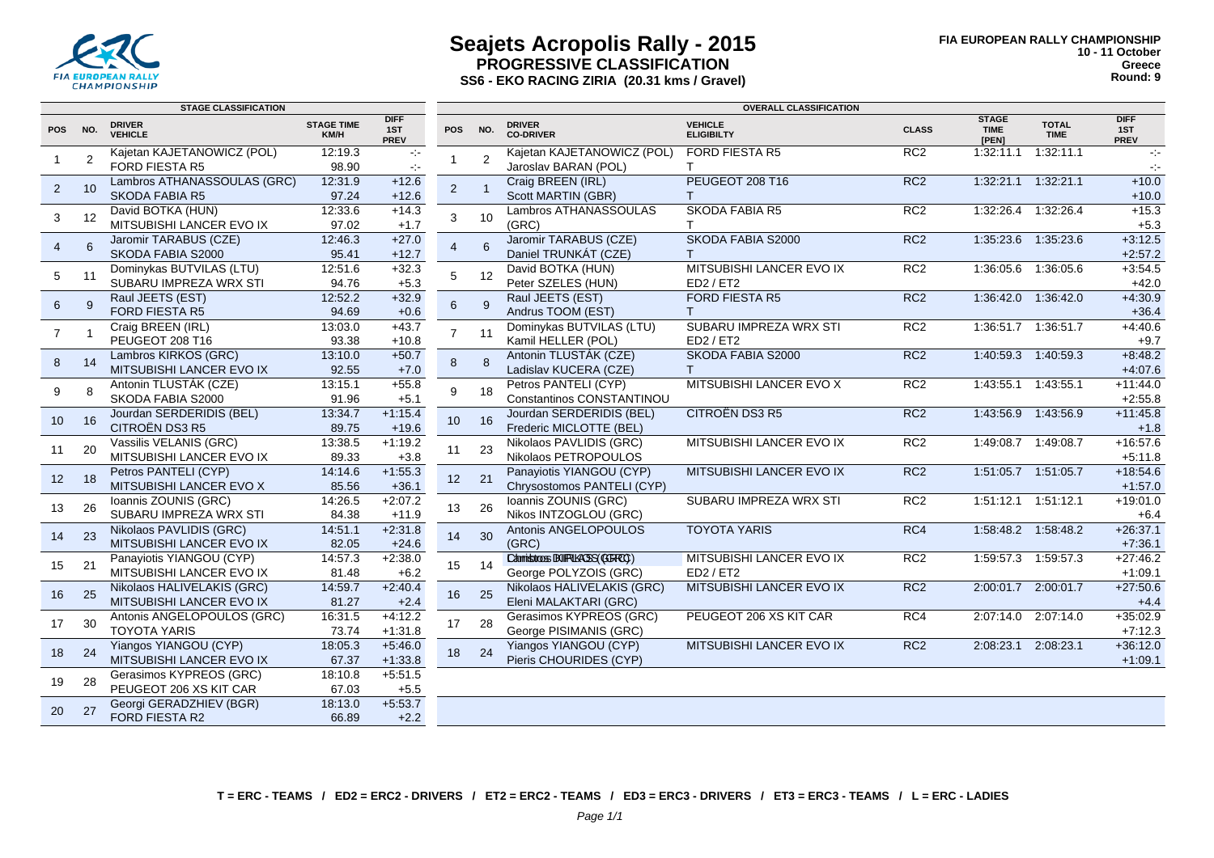# Seajets Acropolis Rally - 2015

## PROGRESSIVE CLASSIFICATION

### SS6 - EKO RACING ZIRIA (20.31 kms / Gravel)

FIA EUROPEAN RALLY CHAMPIONSHIP
10 - 11 October
Greece
Round: 9

**STAGE CLASSIFICATION**

| POS | NO. | DRIVER / VEHICLE | STAGE TIME / KM/H | DIFF 1ST / PREV |
|---|---|---|---|---|
| 1 | 2 | Kajetan KAJETANOWICZ (POL) / FORD FIESTA R5 | 12:19.3 / 98.90 | -:- / -:- |
| 2 | 10 | Lambros ATHANASSOULAS (GRC) / SKODA FABIA R5 | 12:31.9 / 97.24 | +12.6 / +12.6 |
| 3 | 12 | David BOTKA (HUN) / MITSUBISHI LANCER EVO IX | 12:33.6 / 97.02 | +14.3 / +1.7 |
| 4 | 6 | Jaromir TARABUS (CZE) / SKODA FABIA S2000 | 12:46.3 / 95.41 | +27.0 / +12.7 |
| 5 | 11 | Dominykas BUTVILAS (LTU) / SUBARU IMPREZA WRX STI | 12:51.6 / 94.76 | +32.3 / +5.3 |
| 6 | 9 | Raul JEETS (EST) / FORD FIESTA R5 | 12:52.2 / 94.69 | +32.9 / +0.6 |
| 7 | 1 | Craig BREEN (IRL) / PEUGEOT 208 T16 | 13:03.0 / 93.38 | +43.7 / +10.8 |
| 8 | 14 | Lambros KIRKOS (GRC) / MITSUBISHI LANCER EVO IX | 13:10.0 / 92.55 | +50.7 / +7.0 |
| 9 | 8 | Antonin TLUSTÁK (CZE) / SKODA FABIA S2000 | 13:15.1 / 91.96 | +55.8 / +5.1 |
| 10 | 16 | Jourdan SERDERIDIS (BEL) / CITROËN DS3 R5 | 13:34.7 / 89.75 | +1:15.4 / +19.6 |
| 11 | 20 | Vassilis VELANIS (GRC) / MITSUBISHI LANCER EVO IX | 13:38.5 / 89.33 | +1:19.2 / +3.8 |
| 12 | 18 | Petros PANTELI (CYP) / MITSUBISHI LANCER EVO X | 14:14.6 / 85.56 | +1:55.3 / +36.1 |
| 13 | 26 | Ioannis ZOUNIS (GRC) / SUBARU IMPREZA WRX STI | 14:26.5 / 84.38 | +2:07.2 / +11.9 |
| 14 | 23 | Nikolaos PAVLIDIS (GRC) / MITSUBISHI LANCER EVO IX | 14:51.1 / 82.05 | +2:31.8 / +24.6 |
| 15 | 21 | Panayiotis YIANGOU (CYP) / MITSUBISHI LANCER EVO IX | 14:57.3 / 81.48 | +2:38.0 / +6.2 |
| 16 | 25 | Nikolaos HALIVELAKIS (GRC) / MITSUBISHI LANCER EVO IX | 14:59.7 / 81.27 | +2:40.4 / +2.4 |
| 17 | 30 | Antonis ANGELOPOULOS (GRC) / TOYOTA YARIS | 16:31.5 / 73.74 | +4:12.2 / +1:31.8 |
| 18 | 24 | Yiangos YIANGOU (CYP) / MITSUBISHI LANCER EVO IX | 18:05.3 / 67.37 | +5:46.0 / +1:33.8 |
| 19 | 28 | Gerasimos KYPREOS (GRC) / PEUGEOT 206 XS KIT CAR | 18:10.8 / 67.03 | +5:51.5 / +5.5 |
| 20 | 27 | Georgi GERADZHIEV (BGR) / FORD FIESTA R2 | 18:13.0 / 66.89 | +5:53.7 / +2.2 |

**OVERALL CLASSIFICATION**

| POS | NO. | DRIVER / CO-DRIVER | VEHICLE / ELIGIBILTY | CLASS | STAGE TIME [PEN] | TOTAL TIME | DIFF 1ST / PREV |
|---|---|---|---|---|---|---|---|
| 1 | 2 | Kajetan KAJETANOWICZ (POL) / Jaroslav BARAN (POL) | FORD FIESTA R5 / T | RC2 | 1:32:11.1 | 1:32:11.1 | -:- / -:- |
| 2 | 1 | Craig BREEN (IRL) / Scott MARTIN (GBR) | PEUGEOT 208 T16 / T | RC2 | 1:32:21.1 | 1:32:21.1 | +10.0 / +10.0 |
| 3 | 10 | Lambros ATHANASSOULAS (GRC) | SKODA FABIA R5 / T | RC2 | 1:32:26.4 | 1:32:26.4 | +15.3 / +5.3 |
| 4 | 6 | Jaromir TARABUS (CZE) / Daniel TRUNKÁT (CZE) | SKODA FABIA S2000 / T | RC2 | 1:35:23.6 | 1:35:23.6 | +3:12.5 / +2:57.2 |
| 5 | 12 | David BOTKA (HUN) / Peter SZELES (HUN) | MITSUBISHI LANCER EVO IX / ED2 / ET2 | RC2 | 1:36:05.6 | 1:36:05.6 | +3:54.5 / +42.0 |
| 6 | 9 | Raul JEETS (EST) / Andrus TOOM (EST) | FORD FIESTA R5 / T | RC2 | 1:36:42.0 | 1:36:42.0 | +4:30.9 / +36.4 |
| 7 | 11 | Dominykas BUTVILAS (LTU) / Kamil HELLER (POL) | SUBARU IMPREZA WRX STI / ED2 / ET2 | RC2 | 1:36:51.7 | 1:36:51.7 | +4:40.6 / +9.7 |
| 8 | 8 | Antonin TLUSTÁK (CZE) / Ladislav KUCERA (CZE) | SKODA FABIA S2000 / T | RC2 | 1:40:59.3 | 1:40:59.3 | +8:48.2 / +4:07.6 |
| 9 | 18 | Petros PANTELI (CYP) / Constantinos CONSTANTINOU | MITSUBISHI LANCER EVO X | RC2 | 1:43:55.1 | 1:43:55.1 | +11:44.0 / +2:55.8 |
| 10 | 16 | Jourdan SERDERIDIS (BEL) / Frederic MICLOTTE (BEL) | CITROËN DS3 R5 | RC2 | 1:43:56.9 | 1:43:56.9 | +11:45.8 / +1.8 |
| 11 | 23 | Nikolaos PAVLIDIS (GRC) / Nikolaos PETROPOULOS | MITSUBISHI LANCER EVO IX | RC2 | 1:49:08.7 | 1:49:08.7 | +16:57.6 / +5:11.8 |
| 12 | 21 | Panayiotis YIANGOU (CYP) / Chrysostomos PANTELI (CYP) | MITSUBISHI LANCER EVO IX | RC2 | 1:51:05.7 | 1:51:05.7 | +18:54.6 / +1:57.0 |
| 13 | 26 | Ioannis ZOUNIS (GRC) / Nikos INTZOGLOU (GRC) | SUBARU IMPREZA WRX STI | RC2 | 1:51:12.1 | 1:51:12.1 | +19:01.0 / +6.4 |
| 14 | 30 | Antonis ANGELOPOULOS (GRC) | TOYOTA YARIS | RC4 | 1:58:48.2 | 1:58:48.2 | +26:37.1 / +7:36.1 |
| 15 | 14 | Lambros KIRKOS (GRC) / Christos BOUKAS (GRC) / George POLYZOIS (GRC) | MITSUBISHI LANCER EVO IX / ED2 / ET2 | RC2 | 1:59:57.3 | 1:59:57.3 | +27:46.2 / +1:09.1 |
| 16 | 25 | Nikolaos HALIVELAKIS (GRC) / Eleni MALAKTARI (GRC) | MITSUBISHI LANCER EVO IX | RC2 | 2:00:01.7 | 2:00:01.7 | +27:50.6 / +4.4 |
| 17 | 28 | Gerasimos KYPREOS (GRC) / George PISIMANIS (GRC) | PEUGEOT 206 XS KIT CAR | RC4 | 2:07:14.0 | 2:07:14.0 | +35:02.9 / +7:12.3 |
| 18 | 24 | Yiangos YIANGOU (CYP) / Pieris CHOURIDES (CYP) | MITSUBISHI LANCER EVO IX | RC2 | 2:08:23.1 | 2:08:23.1 | +36:12.0 / +1:09.1 |

**T = ERC - TEAMS / ED2 = ERC2 - DRIVERS / ET2 = ERC2 - TEAMS / ED3 = ERC3 - DRIVERS / ET3 = ERC3 - TEAMS / L = ERC - LADIES**